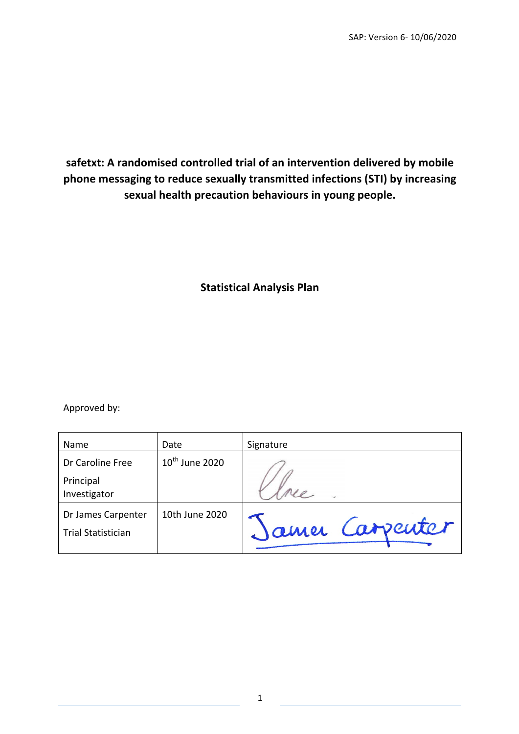SAP: Version 6- 10/06/2020

# safetxt: A randomised controlled trial of an intervention delivered by mobile phone messaging to reduce sexually transmitted infections (STI) by increasing sexual health precaution behaviours in young people.

## Statistical Analysis Plan

Approved by:

| Name | Date | Signature |
| --- | --- | --- |
| Dr Caroline Free<br>Principal Investigator | 10th June 2020 | |
| Dr James Carpenter<br>Trial Statistician | 10th June 2020 | |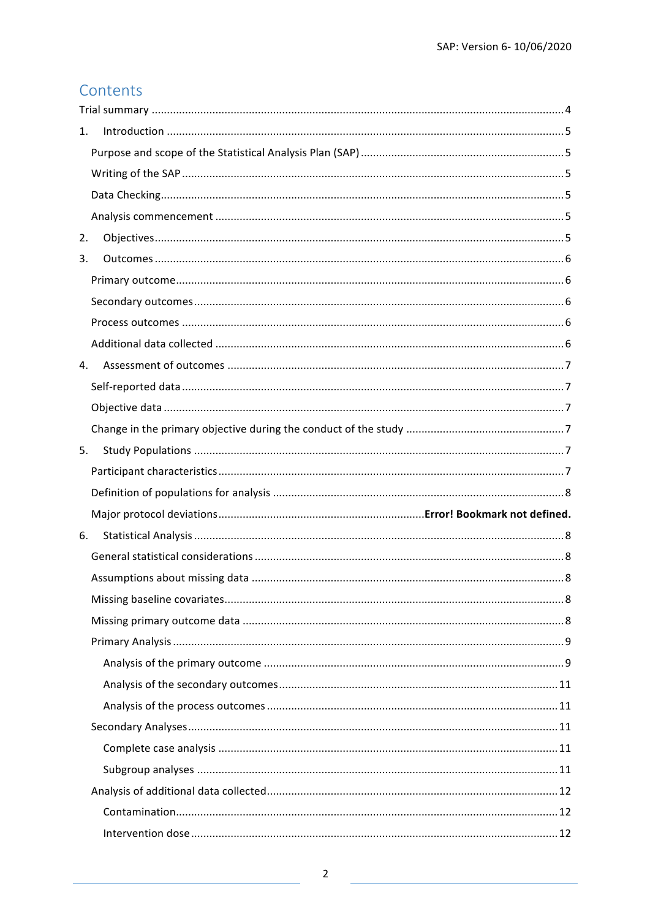# Contents

Trial summary .......................................................................................................................... 4

1. Introduction ......................................................................................................................... 5
   - Purpose and scope of the Statistical Analysis Plan (SAP) ................................................... 5
   - Writing of the SAP ............................................................................................................ 5
   - Data Checking ................................................................................................................... 5
   - Analysis commencement .................................................................................................. 5
2. Objectives ............................................................................................................................. 5
3. Outcomes .............................................................................................................................. 6
   - Primary outcome ............................................................................................................... 6
   - Secondary outcomes ......................................................................................................... 6
   - Process outcomes .............................................................................................................. 6
   - Additional data collected .................................................................................................. 6
4. Assessment of outcomes ...................................................................................................... 7
   - Self-reported data ............................................................................................................. 7
   - Objective data ................................................................................................................... 7
   - Change in the primary objective during the conduct of the study .................................... 7
5. Study Populations ................................................................................................................. 7
   - Participant characteristics ................................................................................................ 7
   - Definition of populations for analysis ............................................................................... 8
   - Major protocol deviations .................................................... **Error! Bookmark not defined.**
6. Statistical Analysis ................................................................................................................. 8
   - General statistical considerations ..................................................................................... 8
   - Assumptions about missing data ...................................................................................... 8
   - Missing baseline covariates ............................................................................................... 8
   - Missing primary outcome data .......................................................................................... 8
   - Primary Analysis ................................................................................................................ 9
     - Analysis of the primary outcome .................................................................................. 9
     - Analysis of the secondary outcomes ............................................................................ 11
     - Analysis of the process outcomes ................................................................................ 11
   - Secondary Analyses ......................................................................................................... 11
     - Complete case analysis ............................................................................................... 11
     - Subgroup analyses ...................................................................................................... 11
   - Analysis of additional data collected ............................................................................... 12
     - Contamination ............................................................................................................. 12
     - Intervention dose ......................................................................................................... 12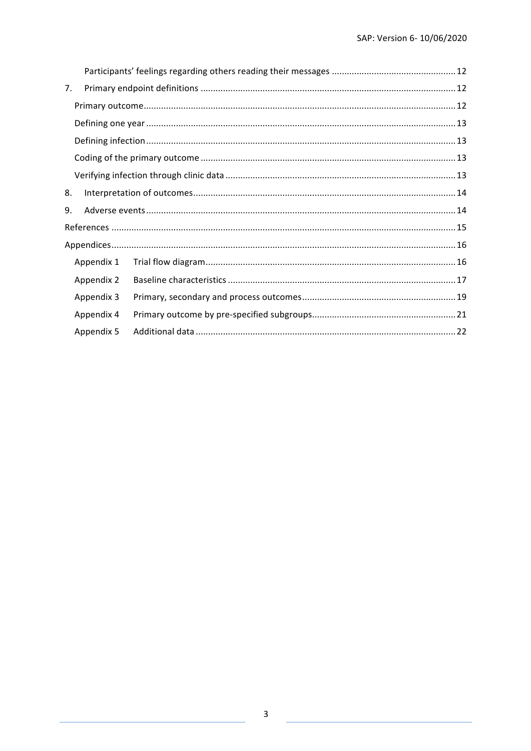Participants' feelings regarding others reading their messages ..... 12

7. Primary endpoint definitions ..... 12

Primary outcome ..... 12

Defining one year ..... 13

Defining infection ..... 13

Coding of the primary outcome ..... 13

Verifying infection through clinic data ..... 13

8. Interpretation of outcomes ..... 14

9. Adverse events ..... 14

References ..... 15

Appendices ..... 16

Appendix 1 Trial flow diagram ..... 16

Appendix 2 Baseline characteristics ..... 17

Appendix 3 Primary, secondary and process outcomes ..... 19

Appendix 4 Primary outcome by pre-specified subgroups ..... 21

Appendix 5 Additional data ..... 22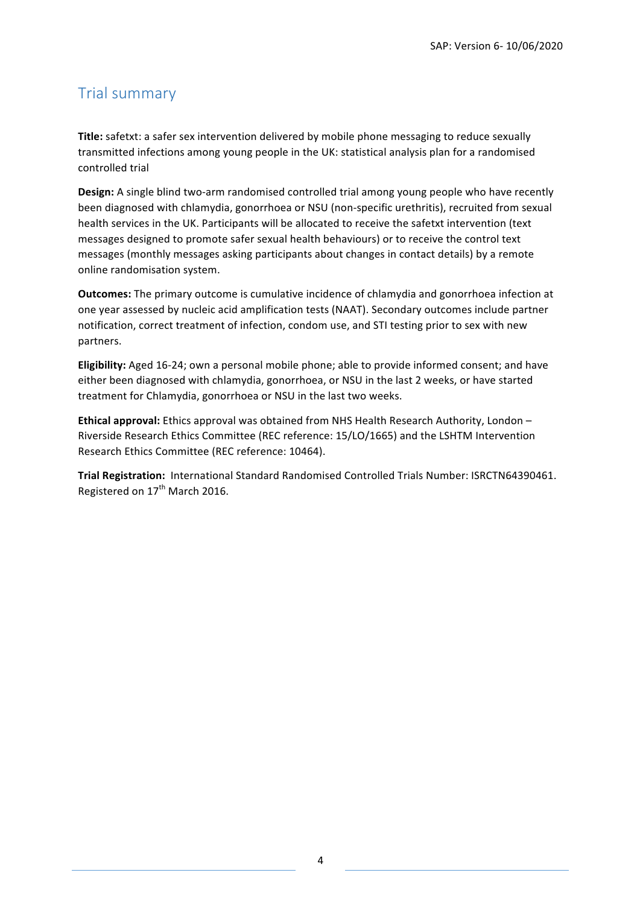## Trial summary

**Title:** safetxt: a safer sex intervention delivered by mobile phone messaging to reduce sexually transmitted infections among young people in the UK: statistical analysis plan for a randomised controlled trial

**Design:** A single blind two-arm randomised controlled trial among young people who have recently been diagnosed with chlamydia, gonorrhoea or NSU (non-specific urethritis), recruited from sexual health services in the UK. Participants will be allocated to receive the safetxt intervention (text messages designed to promote safer sexual health behaviours) or to receive the control text messages (monthly messages asking participants about changes in contact details) by a remote online randomisation system.

**Outcomes:** The primary outcome is cumulative incidence of chlamydia and gonorrhoea infection at one year assessed by nucleic acid amplification tests (NAAT). Secondary outcomes include partner notification, correct treatment of infection, condom use, and STI testing prior to sex with new partners.

**Eligibility:** Aged 16-24; own a personal mobile phone; able to provide informed consent; and have either been diagnosed with chlamydia, gonorrhoea, or NSU in the last 2 weeks, or have started treatment for Chlamydia, gonorrhoea or NSU in the last two weeks.

**Ethical approval:** Ethics approval was obtained from NHS Health Research Authority, London – Riverside Research Ethics Committee (REC reference: 15/LO/1665) and the LSHTM Intervention Research Ethics Committee (REC reference: 10464).

**Trial Registration:** International Standard Randomised Controlled Trials Number: ISRCTN64390461. Registered on 17th March 2016.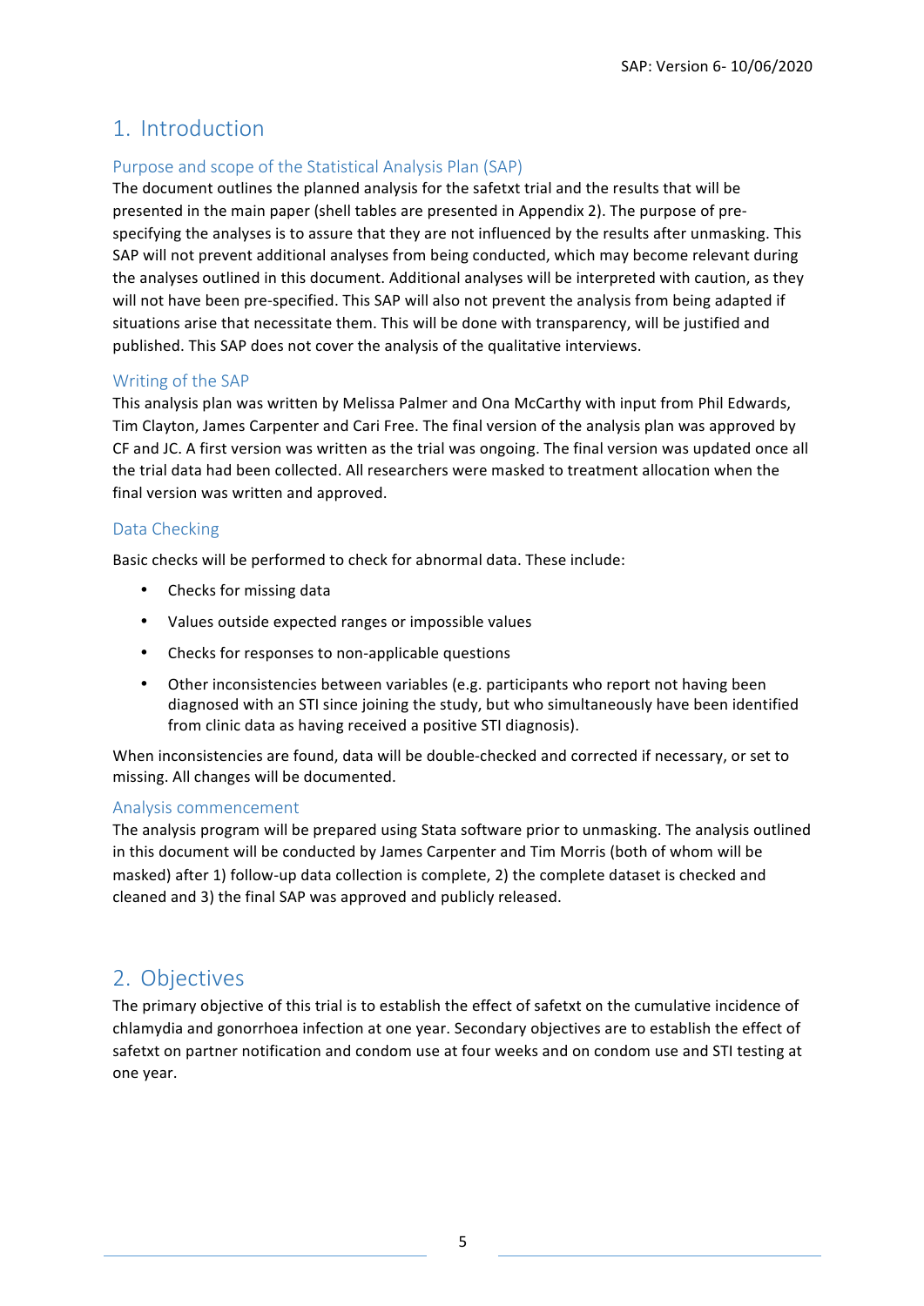# 1. Introduction

## Purpose and scope of the Statistical Analysis Plan (SAP)

The document outlines the planned analysis for the safetxt trial and the results that will be presented in the main paper (shell tables are presented in Appendix 2). The purpose of pre-specifying the analyses is to assure that they are not influenced by the results after unmasking. This SAP will not prevent additional analyses from being conducted, which may become relevant during the analyses outlined in this document. Additional analyses will be interpreted with caution, as they will not have been pre-specified. This SAP will also not prevent the analysis from being adapted if situations arise that necessitate them. This will be done with transparency, will be justified and published. This SAP does not cover the analysis of the qualitative interviews.

## Writing of the SAP

This analysis plan was written by Melissa Palmer and Ona McCarthy with input from Phil Edwards, Tim Clayton, James Carpenter and Cari Free. The final version of the analysis plan was approved by CF and JC. A first version was written as the trial was ongoing. The final version was updated once all the trial data had been collected. All researchers were masked to treatment allocation when the final version was written and approved.

## Data Checking

Basic checks will be performed to check for abnormal data. These include:

- Checks for missing data
- Values outside expected ranges or impossible values
- Checks for responses to non-applicable questions
- Other inconsistencies between variables (e.g. participants who report not having been diagnosed with an STI since joining the study, but who simultaneously have been identified from clinic data as having received a positive STI diagnosis).

When inconsistencies are found, data will be double-checked and corrected if necessary, or set to missing. All changes will be documented.

## Analysis commencement

The analysis program will be prepared using Stata software prior to unmasking. The analysis outlined in this document will be conducted by James Carpenter and Tim Morris (both of whom will be masked) after 1) follow-up data collection is complete, 2) the complete dataset is checked and cleaned and 3) the final SAP was approved and publicly released.

# 2. Objectives

The primary objective of this trial is to establish the effect of safetxt on the cumulative incidence of chlamydia and gonorrhoea infection at one year. Secondary objectives are to establish the effect of safetxt on partner notification and condom use at four weeks and on condom use and STI testing at one year.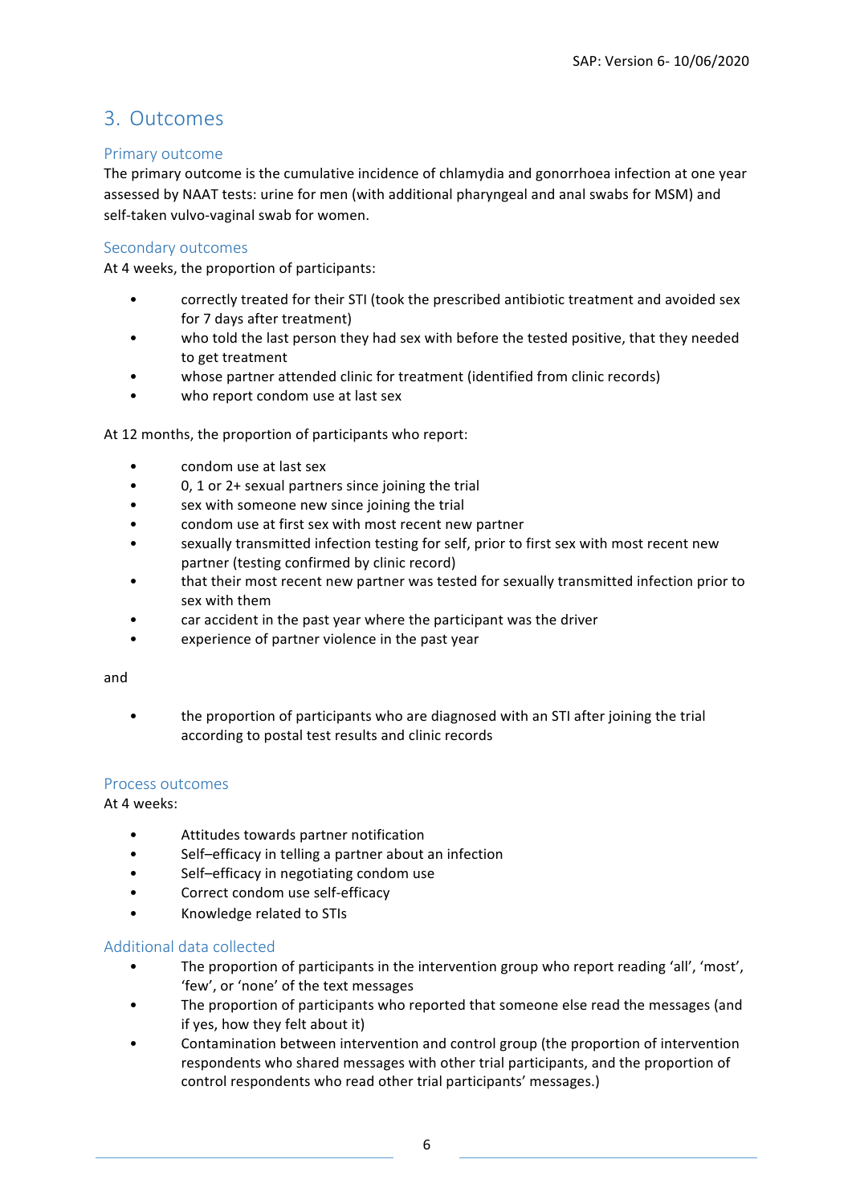## 3. Outcomes

### Primary outcome

The primary outcome is the cumulative incidence of chlamydia and gonorrhoea infection at one year assessed by NAAT tests: urine for men (with additional pharyngeal and anal swabs for MSM) and self-taken vulvo-vaginal swab for women.

### Secondary outcomes

At 4 weeks, the proportion of participants:

- correctly treated for their STI (took the prescribed antibiotic treatment and avoided sex for 7 days after treatment)
- who told the last person they had sex with before the tested positive, that they needed to get treatment
- whose partner attended clinic for treatment (identified from clinic records)
- who report condom use at last sex

At 12 months, the proportion of participants who report:

- condom use at last sex
- 0, 1 or 2+ sexual partners since joining the trial
- sex with someone new since joining the trial
- condom use at first sex with most recent new partner
- sexually transmitted infection testing for self, prior to first sex with most recent new partner (testing confirmed by clinic record)
- that their most recent new partner was tested for sexually transmitted infection prior to sex with them
- car accident in the past year where the participant was the driver
- experience of partner violence in the past year

and

- the proportion of participants who are diagnosed with an STI after joining the trial according to postal test results and clinic records

### Process outcomes

At 4 weeks:

- Attitudes towards partner notification
- Self–efficacy in telling a partner about an infection
- Self–efficacy in negotiating condom use
- Correct condom use self-efficacy
- Knowledge related to STIs

### Additional data collected

- The proportion of participants in the intervention group who report reading 'all', 'most', 'few', or 'none' of the text messages
- The proportion of participants who reported that someone else read the messages (and if yes, how they felt about it)
- Contamination between intervention and control group (the proportion of intervention respondents who shared messages with other trial participants, and the proportion of control respondents who read other trial participants' messages.)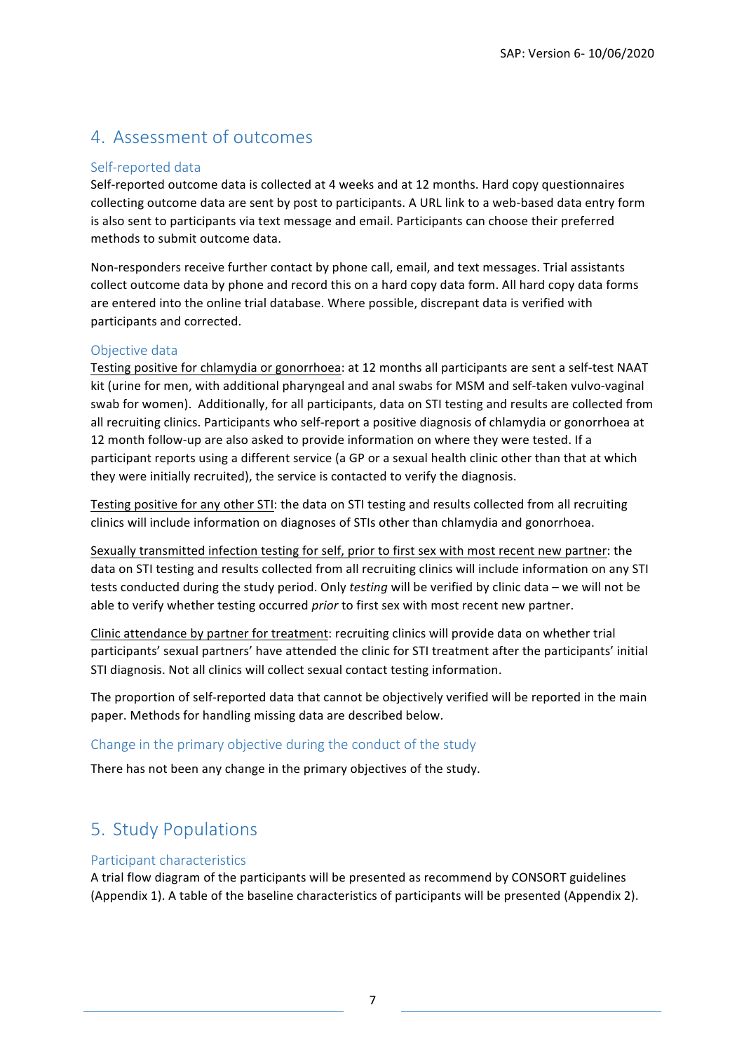## 4. Assessment of outcomes

### Self-reported data

Self-reported outcome data is collected at 4 weeks and at 12 months. Hard copy questionnaires collecting outcome data are sent by post to participants. A URL link to a web-based data entry form is also sent to participants via text message and email. Participants can choose their preferred methods to submit outcome data.

Non-responders receive further contact by phone call, email, and text messages. Trial assistants collect outcome data by phone and record this on a hard copy data form. All hard copy data forms are entered into the online trial database. Where possible, discrepant data is verified with participants and corrected.

### Objective data

<u>Testing positive for chlamydia or gonorrhoea</u>: at 12 months all participants are sent a self-test NAAT kit (urine for men, with additional pharyngeal and anal swabs for MSM and self-taken vulvo-vaginal swab for women). Additionally, for all participants, data on STI testing and results are collected from all recruiting clinics. Participants who self-report a positive diagnosis of chlamydia or gonorrhoea at 12 month follow-up are also asked to provide information on where they were tested. If a participant reports using a different service (a GP or a sexual health clinic other than that at which they were initially recruited), the service is contacted to verify the diagnosis.

<u>Testing positive for any other STI</u>: the data on STI testing and results collected from all recruiting clinics will include information on diagnoses of STIs other than chlamydia and gonorrhoea.

<u>Sexually transmitted infection testing for self, prior to first sex with most recent new partner</u>: the data on STI testing and results collected from all recruiting clinics will include information on any STI tests conducted during the study period. Only *testing* will be verified by clinic data – we will not be able to verify whether testing occurred *prior* to first sex with most recent new partner.

<u>Clinic attendance by partner for treatment</u>: recruiting clinics will provide data on whether trial participants' sexual partners' have attended the clinic for STI treatment after the participants' initial STI diagnosis. Not all clinics will collect sexual contact testing information.

The proportion of self-reported data that cannot be objectively verified will be reported in the main paper. Methods for handling missing data are described below.

### Change in the primary objective during the conduct of the study

There has not been any change in the primary objectives of the study.

## 5. Study Populations

### Participant characteristics

A trial flow diagram of the participants will be presented as recommend by CONSORT guidelines (Appendix 1). A table of the baseline characteristics of participants will be presented (Appendix 2).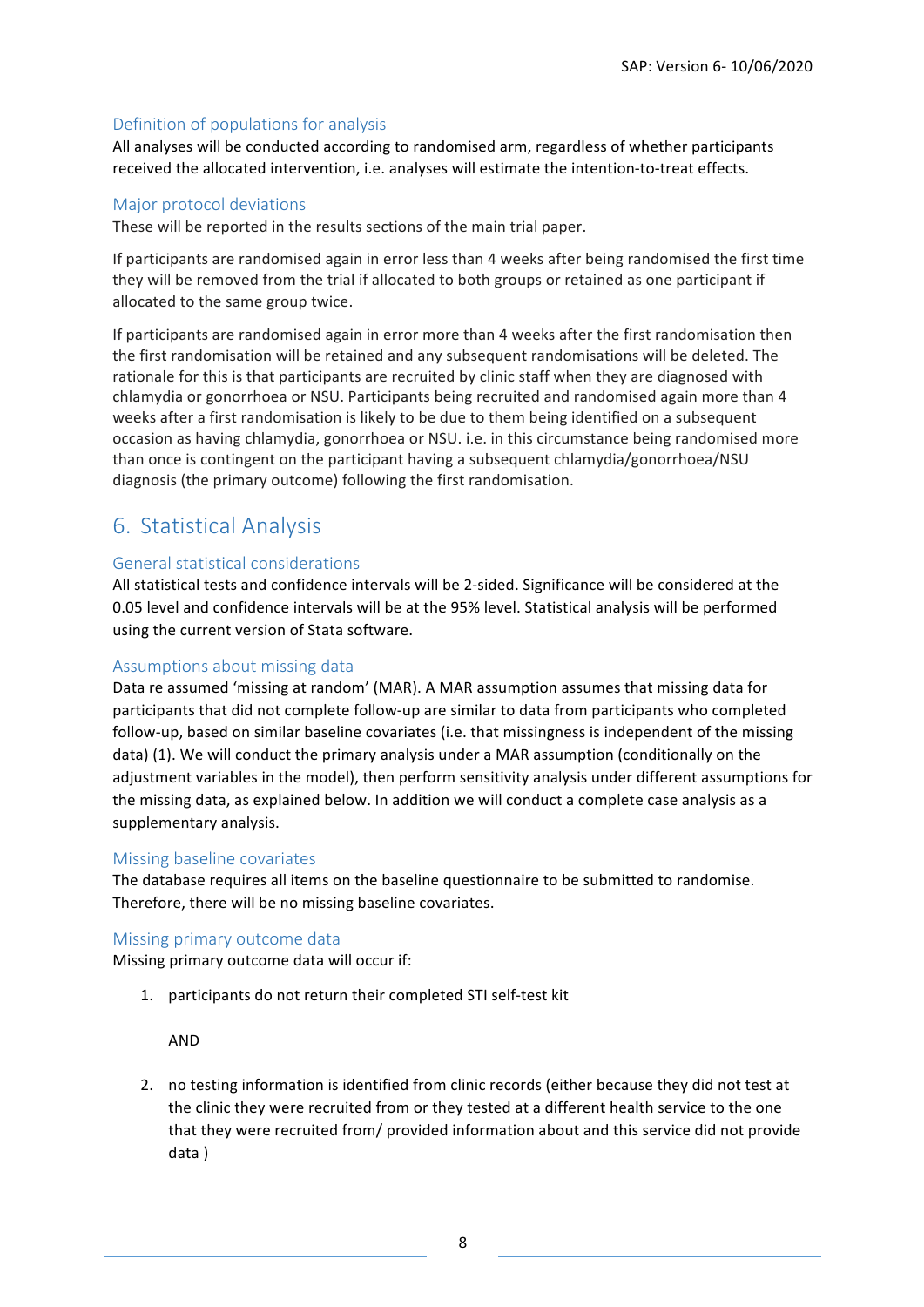### Definition of populations for analysis

All analyses will be conducted according to randomised arm, regardless of whether participants received the allocated intervention, i.e. analyses will estimate the intention-to-treat effects.

### Major protocol deviations

These will be reported in the results sections of the main trial paper.

If participants are randomised again in error less than 4 weeks after being randomised the first time they will be removed from the trial if allocated to both groups or retained as one participant if allocated to the same group twice.

If participants are randomised again in error more than 4 weeks after the first randomisation then the first randomisation will be retained and any subsequent randomisations will be deleted. The rationale for this is that participants are recruited by clinic staff when they are diagnosed with chlamydia or gonorrhoea or NSU. Participants being recruited and randomised again more than 4 weeks after a first randomisation is likely to be due to them being identified on a subsequent occasion as having chlamydia, gonorrhoea or NSU. i.e. in this circumstance being randomised more than once is contingent on the participant having a subsequent chlamydia/gonorrhoea/NSU diagnosis (the primary outcome) following the first randomisation.

## 6. Statistical Analysis

### General statistical considerations

All statistical tests and confidence intervals will be 2-sided. Significance will be considered at the 0.05 level and confidence intervals will be at the 95% level. Statistical analysis will be performed using the current version of Stata software.

### Assumptions about missing data

Data re assumed 'missing at random' (MAR). A MAR assumption assumes that missing data for participants that did not complete follow-up are similar to data from participants who completed follow-up, based on similar baseline covariates (i.e. that missingness is independent of the missing data) (1). We will conduct the primary analysis under a MAR assumption (conditionally on the adjustment variables in the model), then perform sensitivity analysis under different assumptions for the missing data, as explained below. In addition we will conduct a complete case analysis as a supplementary analysis.

### Missing baseline covariates

The database requires all items on the baseline questionnaire to be submitted to randomise. Therefore, there will be no missing baseline covariates.

### Missing primary outcome data

Missing primary outcome data will occur if:

1. participants do not return their completed STI self-test kit

   AND

2. no testing information is identified from clinic records (either because they did not test at the clinic they were recruited from or they tested at a different health service to the one that they were recruited from/ provided information about and this service did not provide data )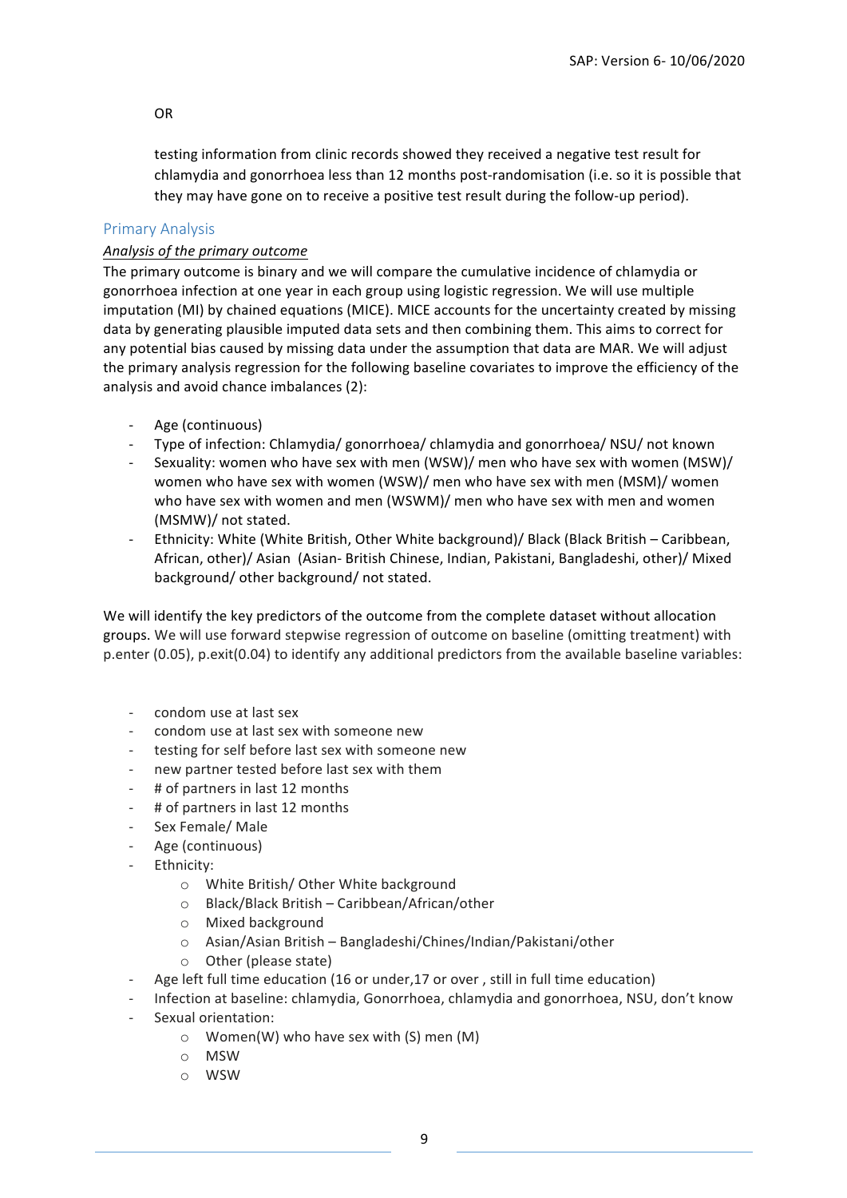OR

testing information from clinic records showed they received a negative test result for chlamydia and gonorrhoea less than 12 months post-randomisation (i.e. so it is possible that they may have gone on to receive a positive test result during the follow-up period).

## Primary Analysis

*Analysis of the primary outcome*

The primary outcome is binary and we will compare the cumulative incidence of chlamydia or gonorrhoea infection at one year in each group using logistic regression. We will use multiple imputation (MI) by chained equations (MICE). MICE accounts for the uncertainty created by missing data by generating plausible imputed data sets and then combining them. This aims to correct for any potential bias caused by missing data under the assumption that data are MAR. We will adjust the primary analysis regression for the following baseline covariates to improve the efficiency of the analysis and avoid chance imbalances (2):

- Age (continuous)
- Type of infection: Chlamydia/ gonorrhoea/ chlamydia and gonorrhoea/ NSU/ not known
- Sexuality: women who have sex with men (WSW)/ men who have sex with women (MSW)/ women who have sex with women (WSW)/ men who have sex with men (MSM)/ women who have sex with women and men (WSWM)/ men who have sex with men and women (MSMW)/ not stated.
- Ethnicity: White (White British, Other White background)/ Black (Black British – Caribbean, African, other)/ Asian (Asian- British Chinese, Indian, Pakistani, Bangladeshi, other)/ Mixed background/ other background/ not stated.

We will identify the key predictors of the outcome from the complete dataset without allocation groups. We will use forward stepwise regression of outcome on baseline (omitting treatment) with p.enter (0.05), p.exit(0.04) to identify any additional predictors from the available baseline variables:

- condom use at last sex
- condom use at last sex with someone new
- testing for self before last sex with someone new
- new partner tested before last sex with them
- # of partners in last 12 months
- # of partners in last 12 months
- Sex Female/ Male
- Age (continuous)
- Ethnicity:
    - White British/ Other White background
    - Black/Black British – Caribbean/African/other
    - Mixed background
    - Asian/Asian British – Bangladeshi/Chines/Indian/Pakistani/other
    - Other (please state)
- Age left full time education (16 or under,17 or over , still in full time education)
- Infection at baseline: chlamydia, Gonorrhoea, chlamydia and gonorrhoea, NSU, don't know
- Sexual orientation:
    - Women(W) who have sex with (S) men (M)
    - MSW
    - WSW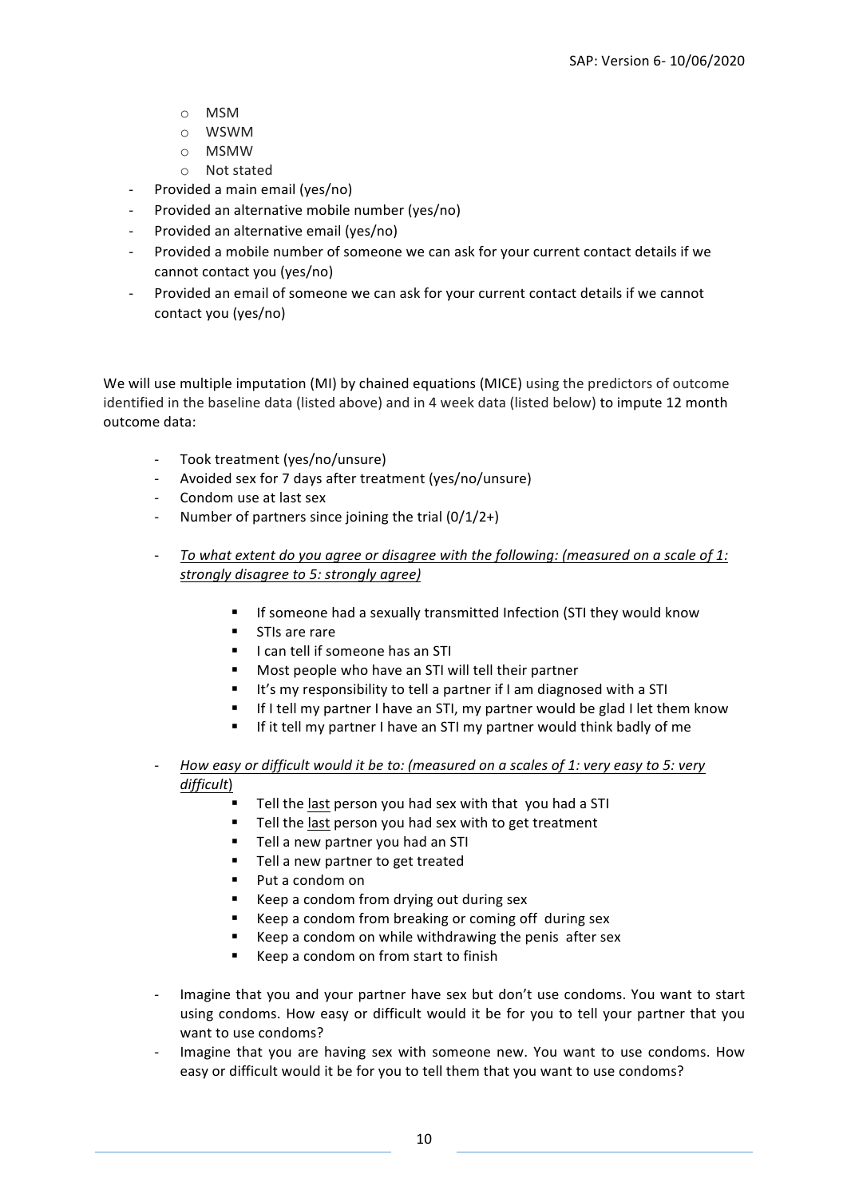- MSM
    - WSWM
    - MSMW
    - Not stated
- Provided a main email (yes/no)
- Provided an alternative mobile number (yes/no)
- Provided an alternative email (yes/no)
- Provided a mobile number of someone we can ask for your current contact details if we cannot contact you (yes/no)
- Provided an email of someone we can ask for your current contact details if we cannot contact you (yes/no)

We will use multiple imputation (MI) by chained equations (MICE) using the predictors of outcome identified in the baseline data (listed above) and in 4 week data (listed below) to impute 12 month outcome data:

- Took treatment (yes/no/unsure)
- Avoided sex for 7 days after treatment (yes/no/unsure)
- Condom use at last sex
- Number of partners since joining the trial (0/1/2+)
- *<u>To what extent do you agree or disagree with the following: (measured on a scale of 1: strongly disagree to 5: strongly agree)</u>*
    - If someone had a sexually transmitted Infection (STI they would know
    - STIs are rare
    - I can tell if someone has an STI
    - Most people who have an STI will tell their partner
    - It's my responsibility to tell a partner if I am diagnosed with a STI
    - If I tell my partner I have an STI, my partner would be glad I let them know
    - If it tell my partner I have an STI my partner would think badly of me
- *<u>How easy or difficult would it be to: (measured on a scales of 1: very easy to 5: very difficult)</u>*
    - Tell the <u>last</u> person you had sex with that you had a STI
    - Tell the <u>last</u> person you had sex with to get treatment
    - Tell a new partner you had an STI
    - Tell a new partner to get treated
    - Put a condom on
    - Keep a condom from drying out during sex
    - Keep a condom from breaking or coming off during sex
    - Keep a condom on while withdrawing the penis after sex
    - Keep a condom on from start to finish
- Imagine that you and your partner have sex but don't use condoms. You want to start using condoms. How easy or difficult would it be for you to tell your partner that you want to use condoms?
- Imagine that you are having sex with someone new. You want to use condoms. How easy or difficult would it be for you to tell them that you want to use condoms?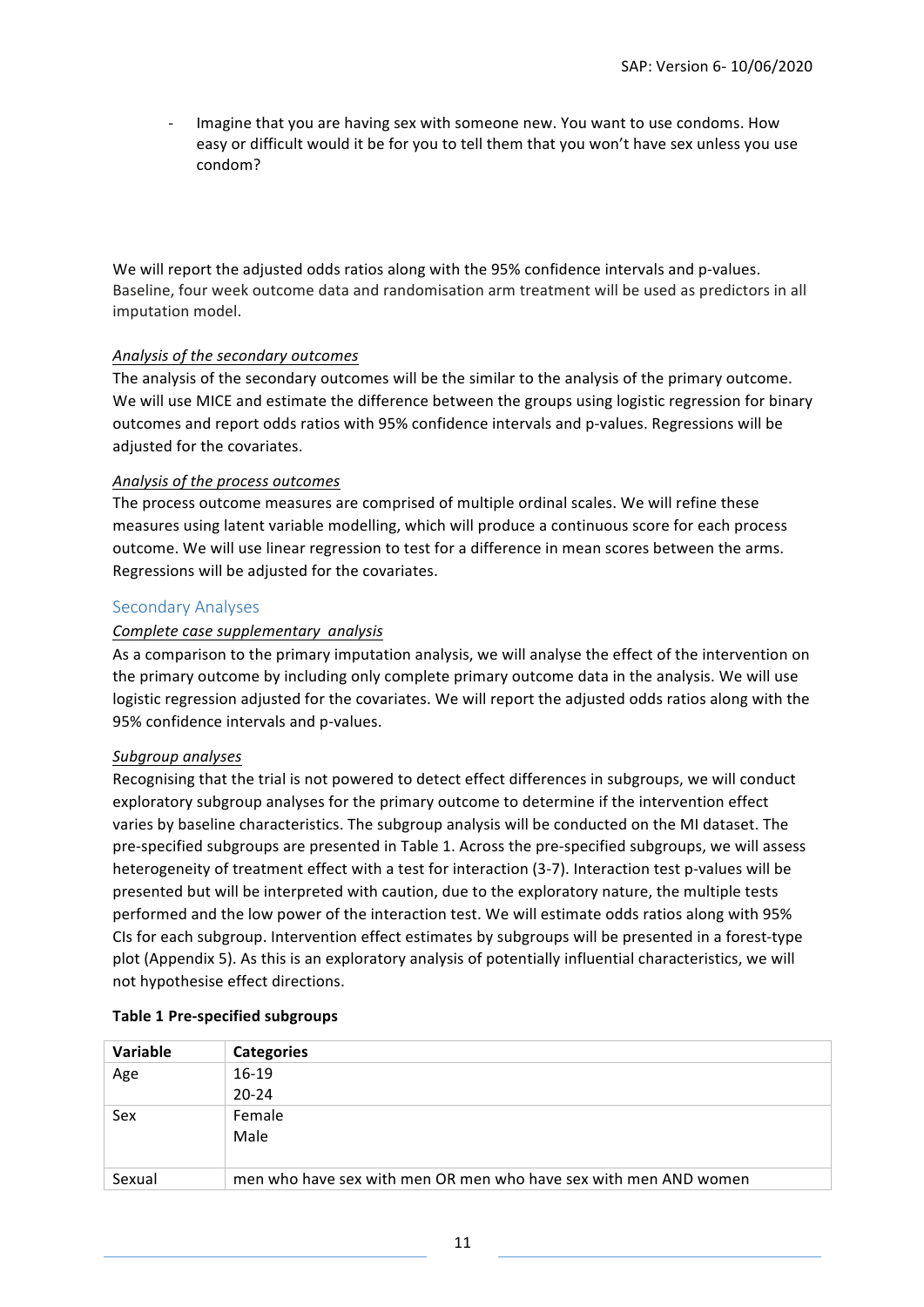- Imagine that you are having sex with someone new. You want to use condoms. How easy or difficult would it be for you to tell them that you won't have sex unless you use condom?

We will report the adjusted odds ratios along with the 95% confidence intervals and p-values. Baseline, four week outcome data and randomisation arm treatment will be used as predictors in all imputation model.

*Analysis of the secondary outcomes*

The analysis of the secondary outcomes will be the similar to the analysis of the primary outcome. We will use MICE and estimate the difference between the groups using logistic regression for binary outcomes and report odds ratios with 95% confidence intervals and p-values. Regressions will be adjusted for the covariates.

*Analysis of the process outcomes*

The process outcome measures are comprised of multiple ordinal scales. We will refine these measures using latent variable modelling, which will produce a continuous score for each process outcome. We will use linear regression to test for a difference in mean scores between the arms. Regressions will be adjusted for the covariates.

## Secondary Analyses

*Complete case supplementary analysis*

As a comparison to the primary imputation analysis, we will analyse the effect of the intervention on the primary outcome by including only complete primary outcome data in the analysis. We will use logistic regression adjusted for the covariates. We will report the adjusted odds ratios along with the 95% confidence intervals and p-values.

*Subgroup analyses*

Recognising that the trial is not powered to detect effect differences in subgroups, we will conduct exploratory subgroup analyses for the primary outcome to determine if the intervention effect varies by baseline characteristics. The subgroup analysis will be conducted on the MI dataset. The pre-specified subgroups are presented in Table 1. Across the pre-specified subgroups, we will assess heterogeneity of treatment effect with a test for interaction (3-7). Interaction test p-values will be presented but will be interpreted with caution, due to the exploratory nature, the multiple tests performed and the low power of the interaction test. We will estimate odds ratios along with 95% CIs for each subgroup. Intervention effect estimates by subgroups will be presented in a forest-type plot (Appendix 5). As this is an exploratory analysis of potentially influential characteristics, we will not hypothesise effect directions.

**Table 1 Pre-specified subgroups**

| Variable | Categories |
|---|---|
| Age | 16-19<br>20-24 |
| Sex | Female<br>Male |
| Sexual | men who have sex with men OR men who have sex with men AND women |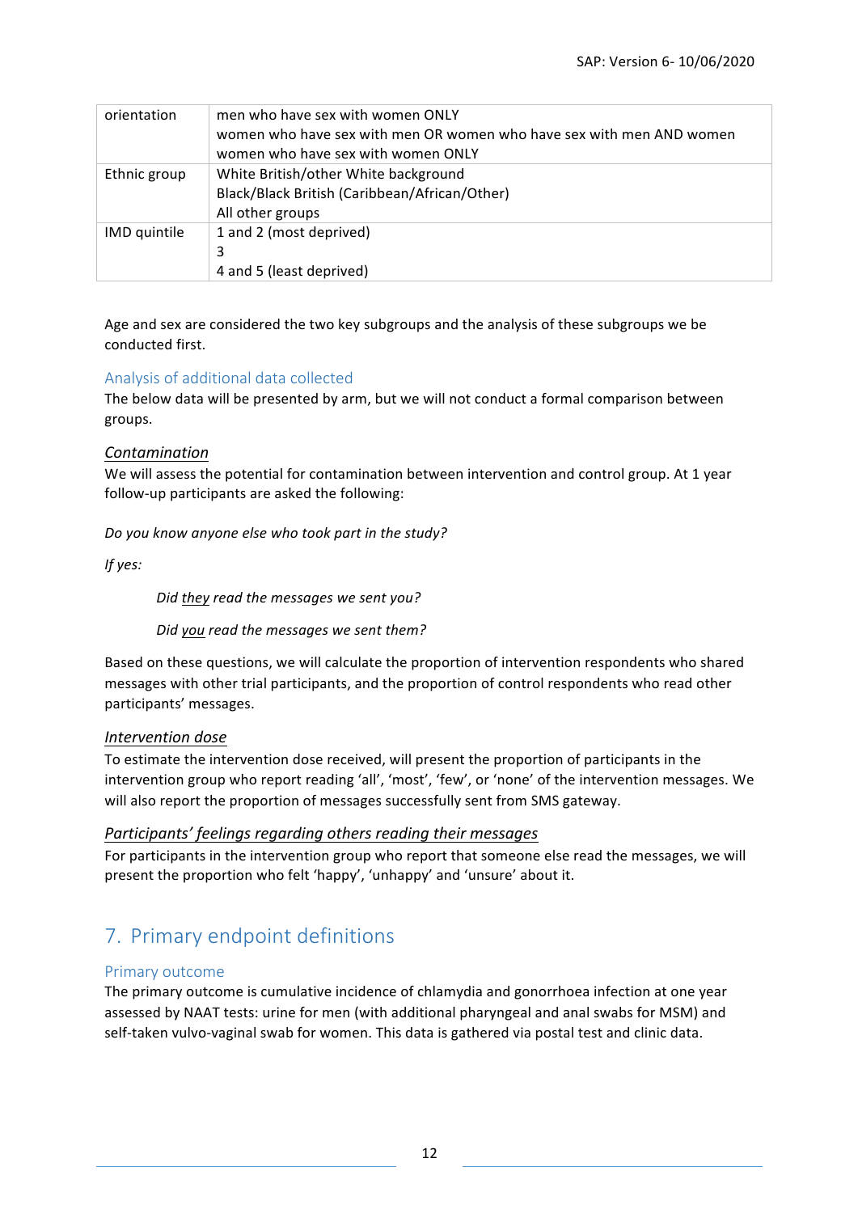| orientation | men who have sex with women ONLY<br>women who have sex with men OR women who have sex with men AND women<br>women who have sex with women ONLY |
|---|---|
| Ethnic group | White British/other White background<br>Black/Black British (Caribbean/African/Other)<br>All other groups |
| IMD quintile | 1 and 2 (most deprived)<br>3<br>4 and 5 (least deprived) |

Age and sex are considered the two key subgroups and the analysis of these subgroups we be conducted first.

### Analysis of additional data collected

The below data will be presented by arm, but we will not conduct a formal comparison between groups.

#### *Contamination*

We will assess the potential for contamination between intervention and control group. At 1 year follow-up participants are asked the following:

*Do you know anyone else who took part in the study?*

*If yes:*

> *Did they read the messages we sent you?*
>
> *Did you read the messages we sent them?*

Based on these questions, we will calculate the proportion of intervention respondents who shared messages with other trial participants, and the proportion of control respondents who read other participants' messages.

#### *Intervention dose*

To estimate the intervention dose received, will present the proportion of participants in the intervention group who report reading 'all', 'most', 'few', or 'none' of the intervention messages. We will also report the proportion of messages successfully sent from SMS gateway.

#### *Participants' feelings regarding others reading their messages*

For participants in the intervention group who report that someone else read the messages, we will present the proportion who felt 'happy', 'unhappy' and 'unsure' about it.

## 7. Primary endpoint definitions

### Primary outcome

The primary outcome is cumulative incidence of chlamydia and gonorrhoea infection at one year assessed by NAAT tests: urine for men (with additional pharyngeal and anal swabs for MSM) and self-taken vulvo-vaginal swab for women. This data is gathered via postal test and clinic data.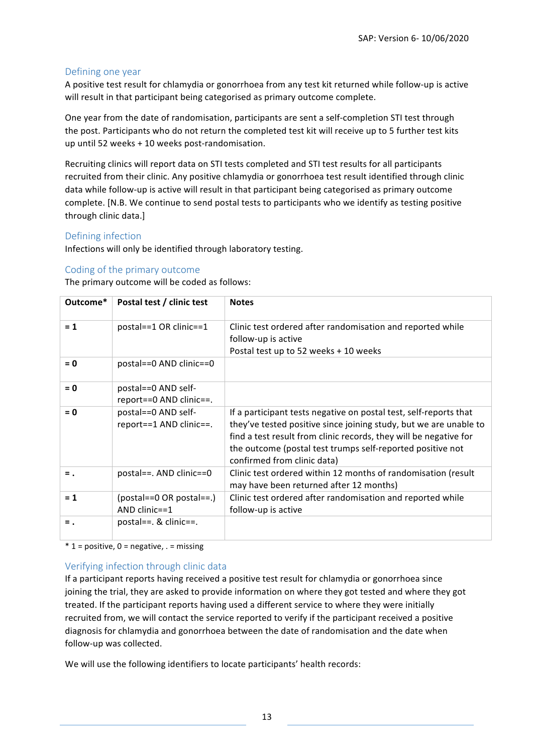### Defining one year

A positive test result for chlamydia or gonorrhoea from any test kit returned while follow-up is active will result in that participant being categorised as primary outcome complete.

One year from the date of randomisation, participants are sent a self-completion STI test through the post. Participants who do not return the completed test kit will receive up to 5 further test kits up until 52 weeks + 10 weeks post-randomisation.

Recruiting clinics will report data on STI tests completed and STI test results for all participants recruited from their clinic. Any positive chlamydia or gonorrhoea test result identified through clinic data while follow-up is active will result in that participant being categorised as primary outcome complete. [N.B. We continue to send postal tests to participants who we identify as testing positive through clinic data.]

### Defining infection

Infections will only be identified through laboratory testing.

### Coding of the primary outcome

The primary outcome will be coded as follows:

| **Outcome*** | **Postal test / clinic test** | **Notes** |
|---|---|---|
| **= 1** | postal==1 OR clinic==1 | Clinic test ordered after randomisation and reported while follow-up is active<br>Postal test up to 52 weeks + 10 weeks |
| **= 0** | postal==0 AND clinic==0 | |
| **= 0** | postal==0 AND self-report==0 AND clinic==. | |
| **= 0** | postal==0 AND self-report==1 AND clinic==. | If a participant tests negative on postal test, self-reports that they've tested positive since joining study, but we are unable to find a test result from clinic records, they will be negative for the outcome (postal test trumps self-reported positive not confirmed from clinic data) |
| **= .** | postal==. AND clinic==0 | Clinic test ordered within 12 months of randomisation (result may have been returned after 12 months) |
| **= 1** | (postal==0 OR postal==.) AND clinic==1 | Clinic test ordered after randomisation and reported while follow-up is active |
| **= .** | postal==. & clinic==. | |

\* 1 = positive, 0 = negative, . = missing

### Verifying infection through clinic data

If a participant reports having received a positive test result for chlamydia or gonorrhoea since joining the trial, they are asked to provide information on where they got tested and where they got treated. If the participant reports having used a different service to where they were initially recruited from, we will contact the service reported to verify if the participant received a positive diagnosis for chlamydia and gonorrhoea between the date of randomisation and the date when follow-up was collected.

We will use the following identifiers to locate participants' health records: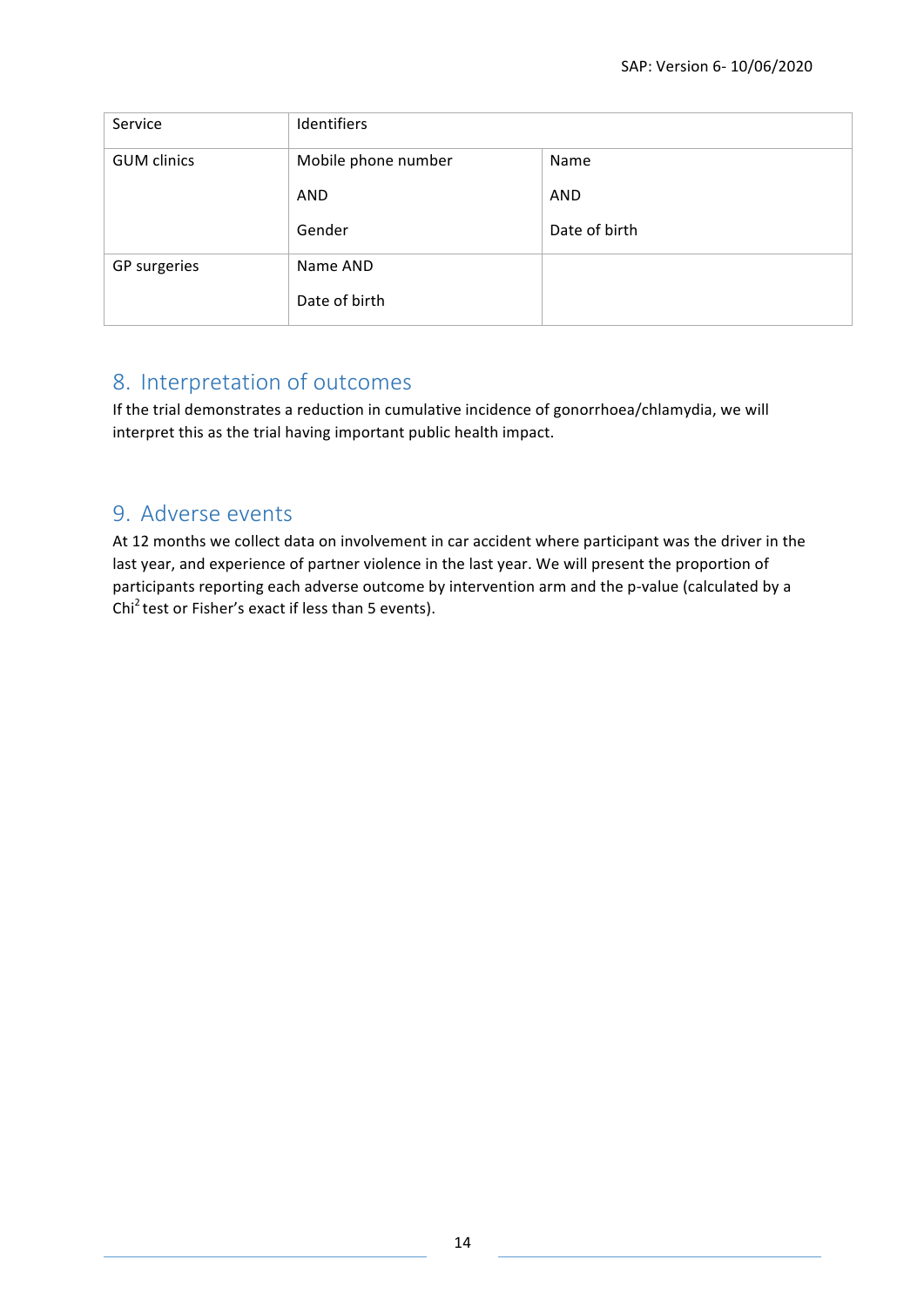| Service | Identifiers | |
|---|---|---|
| GUM clinics | Mobile phone number<br><br>AND<br><br>Gender | Name<br><br>AND<br><br>Date of birth |
| GP surgeries | Name AND<br><br>Date of birth | |

## 8. Interpretation of outcomes

If the trial demonstrates a reduction in cumulative incidence of gonorrhoea/chlamydia, we will interpret this as the trial having important public health impact.

## 9. Adverse events

At 12 months we collect data on involvement in car accident where participant was the driver in the last year, and experience of partner violence in the last year. We will present the proportion of participants reporting each adverse outcome by intervention arm and the p-value (calculated by a $Chi^2$ test or Fisher's exact if less than 5 events).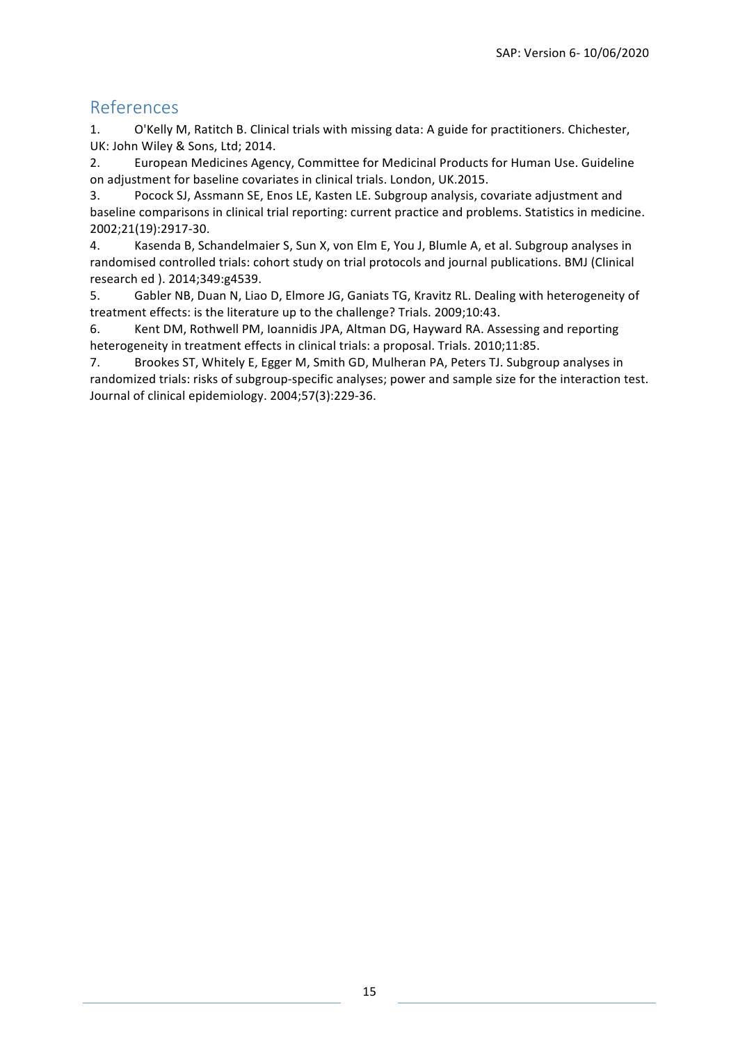# References

1. O'Kelly M, Ratitch B. Clinical trials with missing data: A guide for practitioners. Chichester, UK: John Wiley & Sons, Ltd; 2014.
2. European Medicines Agency, Committee for Medicinal Products for Human Use. Guideline on adjustment for baseline covariates in clinical trials. London, UK.2015.
3. Pocock SJ, Assmann SE, Enos LE, Kasten LE. Subgroup analysis, covariate adjustment and baseline comparisons in clinical trial reporting: current practice and problems. Statistics in medicine. 2002;21(19):2917-30.
4. Kasenda B, Schandelmaier S, Sun X, von Elm E, You J, Blumle A, et al. Subgroup analyses in randomised controlled trials: cohort study on trial protocols and journal publications. BMJ (Clinical research ed ). 2014;349:g4539.
5. Gabler NB, Duan N, Liao D, Elmore JG, Ganiats TG, Kravitz RL. Dealing with heterogeneity of treatment effects: is the literature up to the challenge? Trials. 2009;10:43.
6. Kent DM, Rothwell PM, Ioannidis JPA, Altman DG, Hayward RA. Assessing and reporting heterogeneity in treatment effects in clinical trials: a proposal. Trials. 2010;11:85.
7. Brookes ST, Whitely E, Egger M, Smith GD, Mulheran PA, Peters TJ. Subgroup analyses in randomized trials: risks of subgroup-specific analyses; power and sample size for the interaction test. Journal of clinical epidemiology. 2004;57(3):229-36.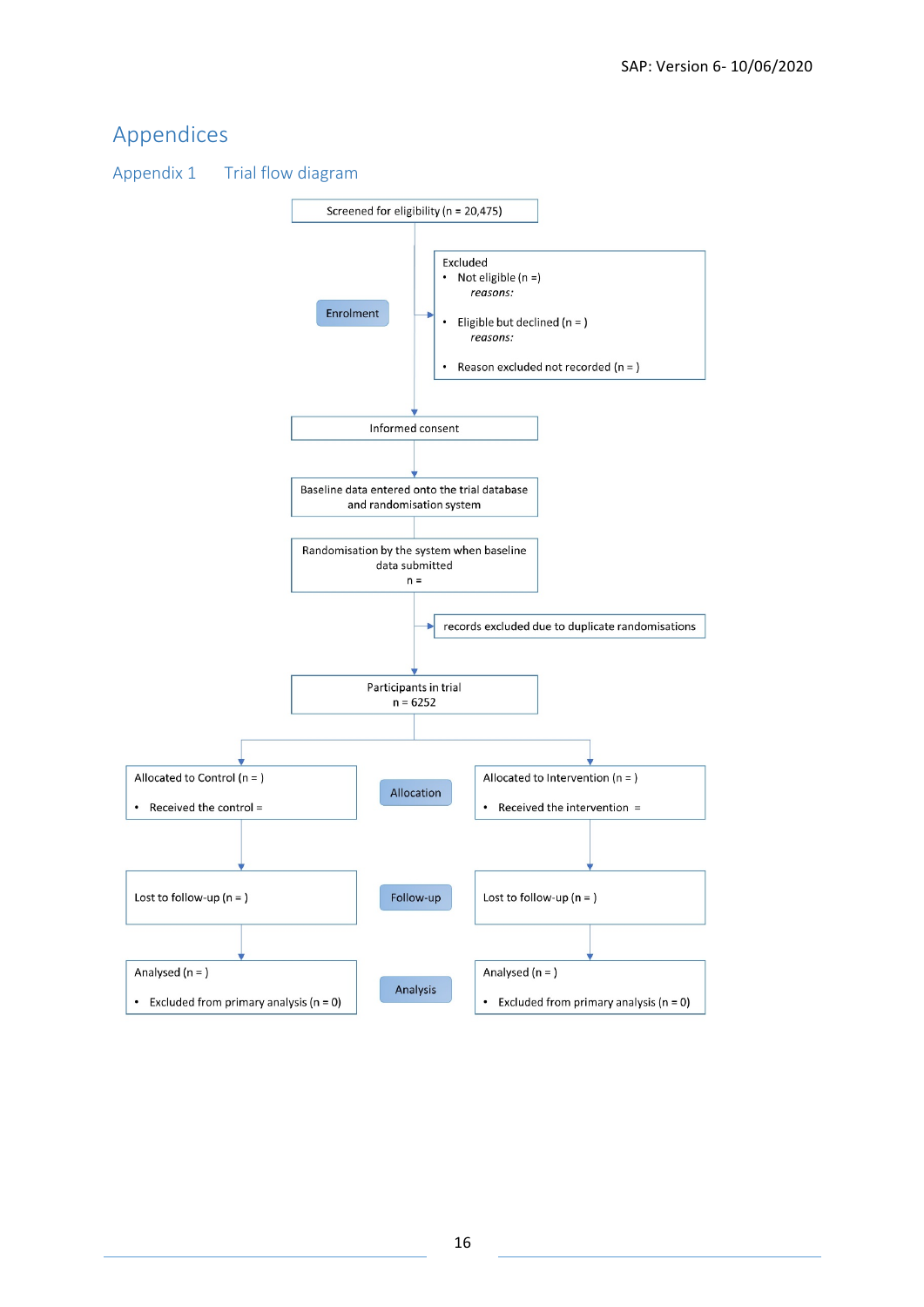# Appendices

## Appendix 1 Trial flow diagram

**Enrolment**

Screened for eligibility (n = 20,475)

Excluded
- Not eligible (n =)
  *reasons:*
- Eligible but declined (n = )
  *reasons:*
- Reason excluded not recorded (n = )

Informed consent

Baseline data entered onto the trial database and randomisation system

Randomisation by the system when baseline data submitted
n =

records excluded due to duplicate randomisations

Participants in trial
n = 6252

**Allocation**

| Control | Intervention |
|---|---|
| Allocated to Control (n = ) | Allocated to Intervention (n = ) |
| • Received the control = | • Received the intervention = |

**Follow-up**

| Control | Intervention |
|---|---|
| Lost to follow-up (n = ) | Lost to follow-up (n = ) |

**Analysis**

| Control | Intervention |
|---|---|
| Analysed (n = ) | Analysed (n = ) |
| • Excluded from primary analysis (n = 0) | • Excluded from primary analysis (n = 0) |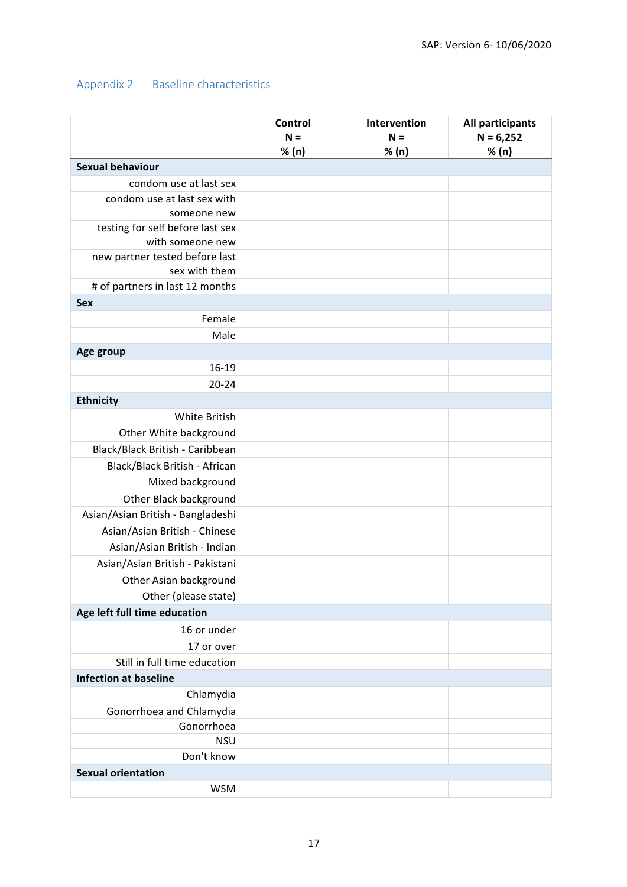## Appendix 2 Baseline characteristics

| | Control<br>N =<br>% (n) | Intervention<br>N =<br>% (n) | All participants<br>N = 6,252<br>% (n) |
|---|---|---|---|
| **Sexual behaviour** | | | |
| condom use at last sex | | | |
| condom use at last sex with someone new | | | |
| testing for self before last sex with someone new | | | |
| new partner tested before last sex with them | | | |
| # of partners in last 12 months | | | |
| **Sex** | | | |
| Female | | | |
| Male | | | |
| **Age group** | | | |
| 16-19 | | | |
| 20-24 | | | |
| **Ethnicity** | | | |
| White British | | | |
| Other White background | | | |
| Black/Black British - Caribbean | | | |
| Black/Black British - African | | | |
| Mixed background | | | |
| Other Black background | | | |
| Asian/Asian British - Bangladeshi | | | |
| Asian/Asian British - Chinese | | | |
| Asian/Asian British - Indian | | | |
| Asian/Asian British - Pakistani | | | |
| Other Asian background | | | |
| Other (please state) | | | |
| **Age left full time education** | | | |
| 16 or under | | | |
| 17 or over | | | |
| Still in full time education | | | |
| **Infection at baseline** | | | |
| Chlamydia | | | |
| Gonorrhoea and Chlamydia | | | |
| Gonorrhoea | | | |
| NSU | | | |
| Don't know | | | |
| **Sexual orientation** | | | |
| WSM | | | |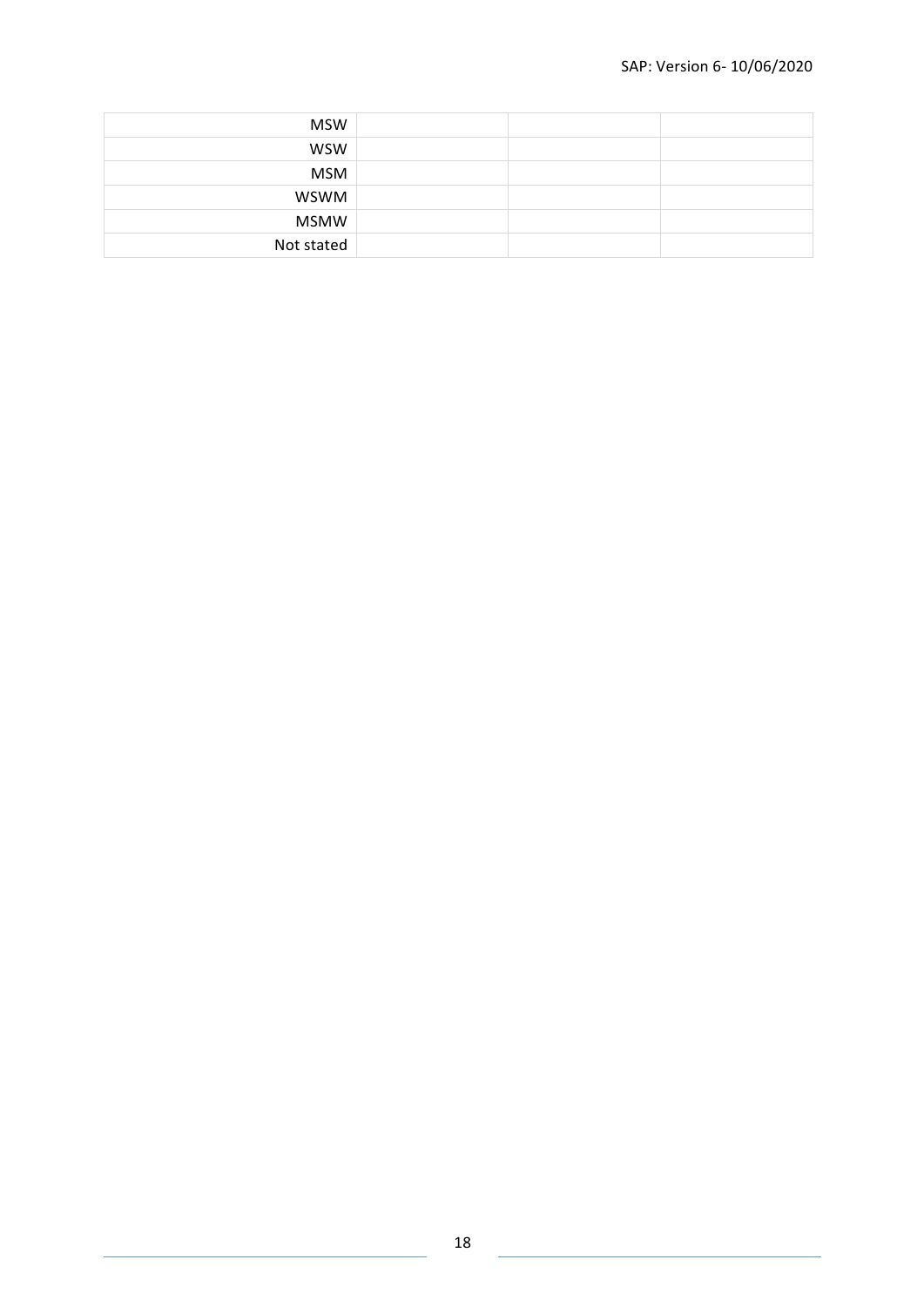| | | | |
|---|---|---|---|
| MSW | | | |
| WSW | | | |
| MSM | | | |
| WSWM | | | |
| MSMW | | | |
| Not stated | | | |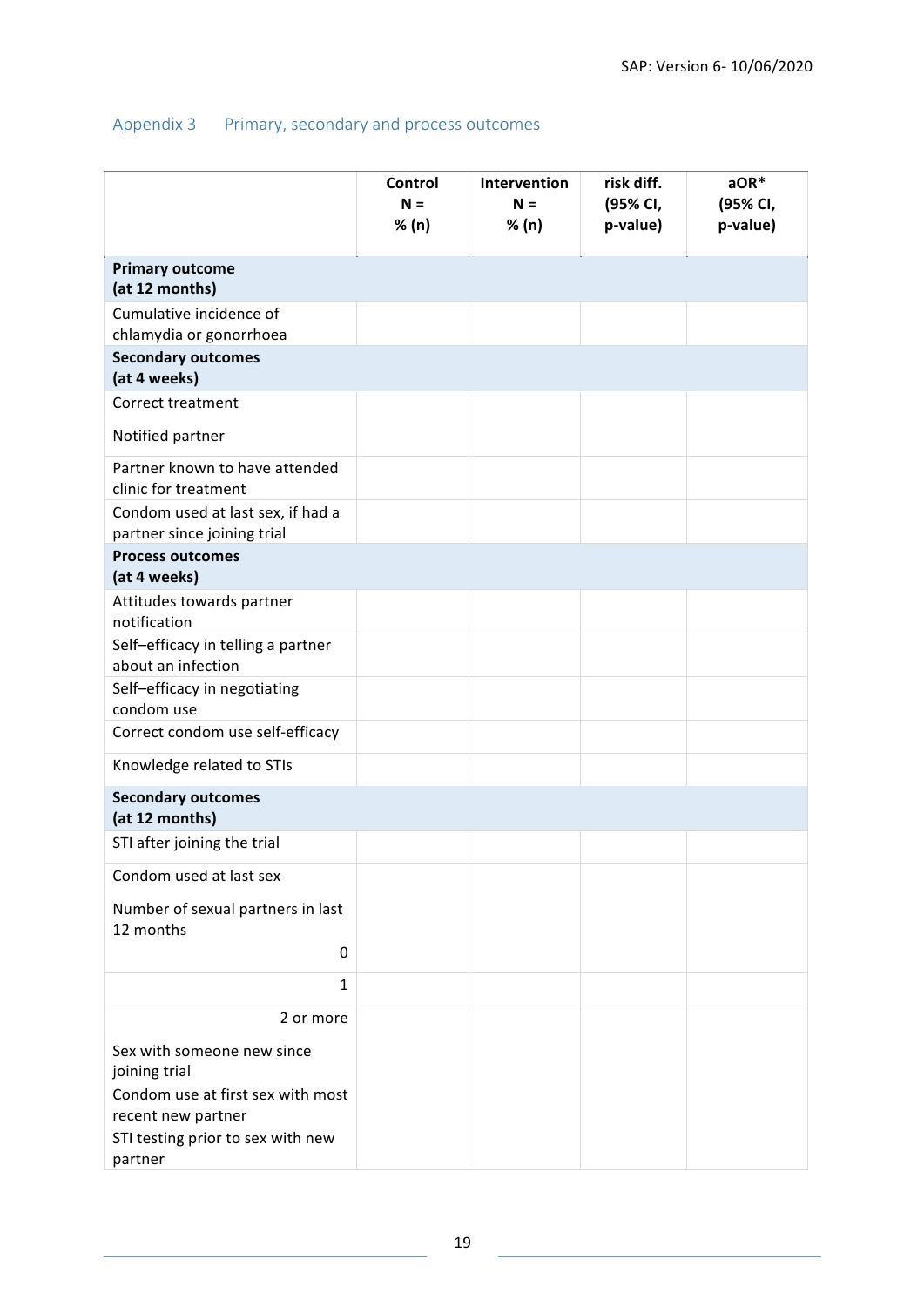## Appendix 3 Primary, secondary and process outcomes

| | Control N = % (n) | Intervention N = % (n) | risk diff. (95% CI, p-value) | aOR* (95% CI, p-value) |
|---|---|---|---|---|
| **Primary outcome (at 12 months)** | | | | |
| Cumulative incidence of chlamydia or gonorrhoea | | | | |
| **Secondary outcomes (at 4 weeks)** | | | | |
| Correct treatment | | | | |
| Notified partner | | | | |
| Partner known to have attended clinic for treatment | | | | |
| Condom used at last sex, if had a partner since joining trial | | | | |
| **Process outcomes (at 4 weeks)** | | | | |
| Attitudes towards partner notification | | | | |
| Self–efficacy in telling a partner about an infection | | | | |
| Self–efficacy in negotiating condom use | | | | |
| Correct condom use self-efficacy | | | | |
| Knowledge related to STIs | | | | |
| **Secondary outcomes (at 12 months)** | | | | |
| STI after joining the trial | | | | |
| Condom used at last sex | | | | |
| Number of sexual partners in last 12 months | | | | |
| 0 | | | | |
| 1 | | | | |
| 2 or more | | | | |
| Sex with someone new since joining trial | | | | |
| Condom use at first sex with most recent new partner | | | | |
| STI testing prior to sex with new partner | | | | |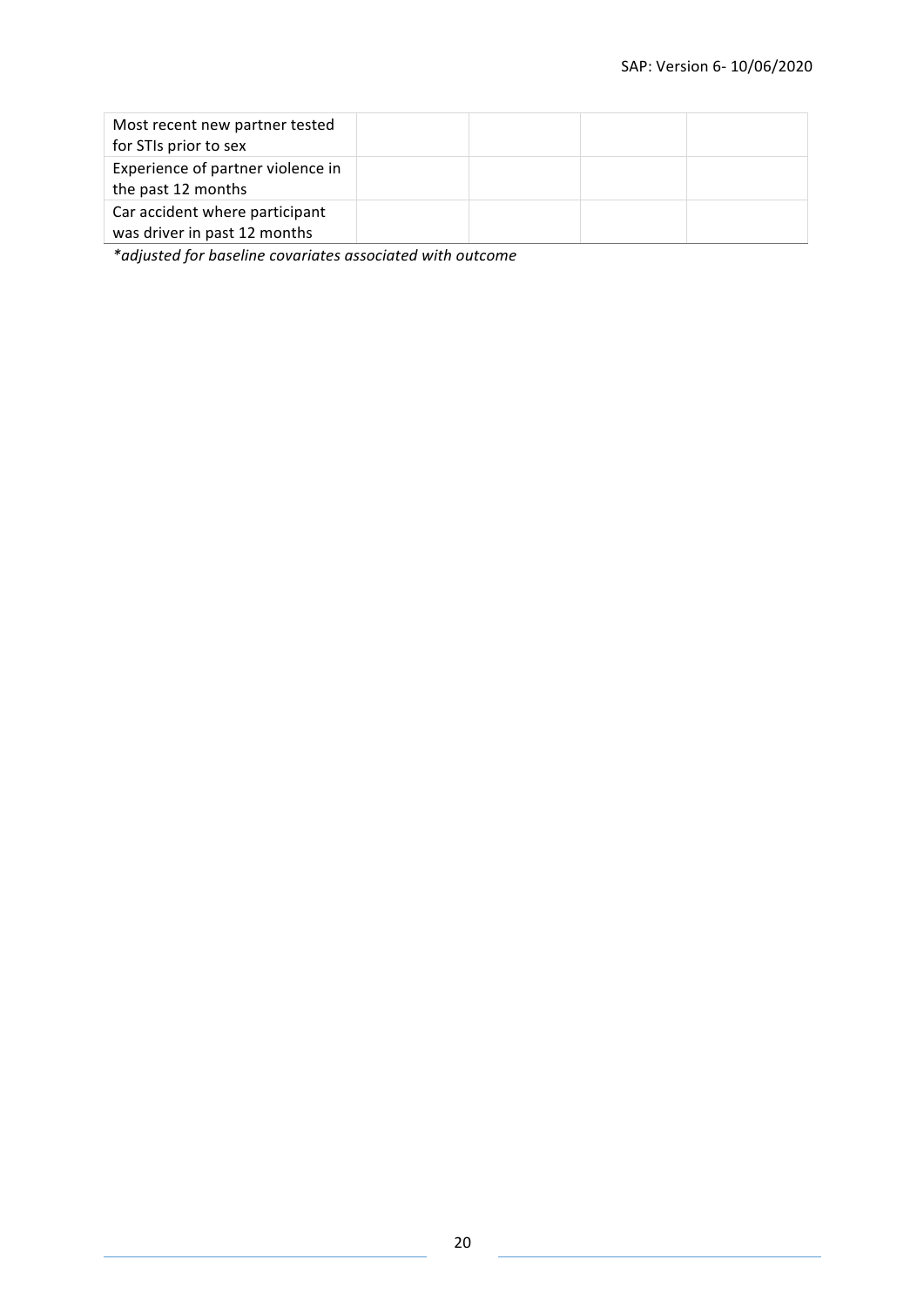| | | | | |
|---|---|---|---|---|
| Most recent new partner tested for STIs prior to sex | | | | |
| Experience of partner violence in the past 12 months | | | | |
| Car accident where participant was driver in past 12 months | | | | |

*\*adjusted for baseline covariates associated with outcome*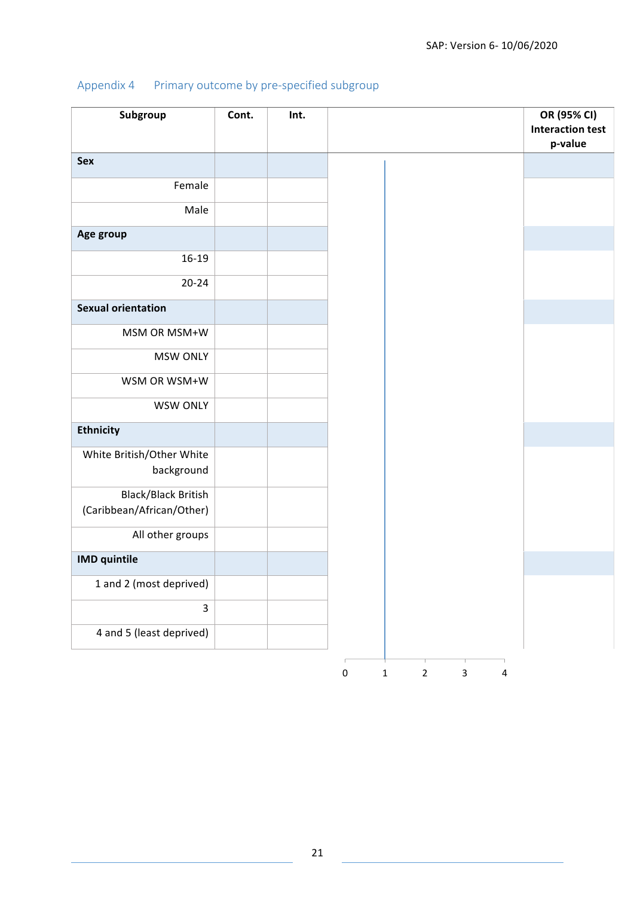## Appendix 4 Primary outcome by pre-specified subgroup

| Subgroup | Cont. | Int. | | OR (95% CI) Interaction test p-value |
|---|---|---|---|---|
| **Sex** | | | | |
| Female | | | | |
| Male | | | | |
| **Age group** | | | | |
| 16-19 | | | | |
| 20-24 | | | | |
| **Sexual orientation** | | | | |
| MSM OR MSM+W | | | | |
| MSW ONLY | | | | |
| WSM OR WSM+W | | | | |
| WSW ONLY | | | | |
| **Ethnicity** | | | | |
| White British/Other White background | | | | |
| Black/Black British (Caribbean/African/Other) | | | | |
| All other groups | | | | |
| **IMD quintile** | | | | |
| 1 and 2 (most deprived) | | | | |
| 3 | | | | |
| 4 and 5 (least deprived) | | | | |

0 1 2 3 4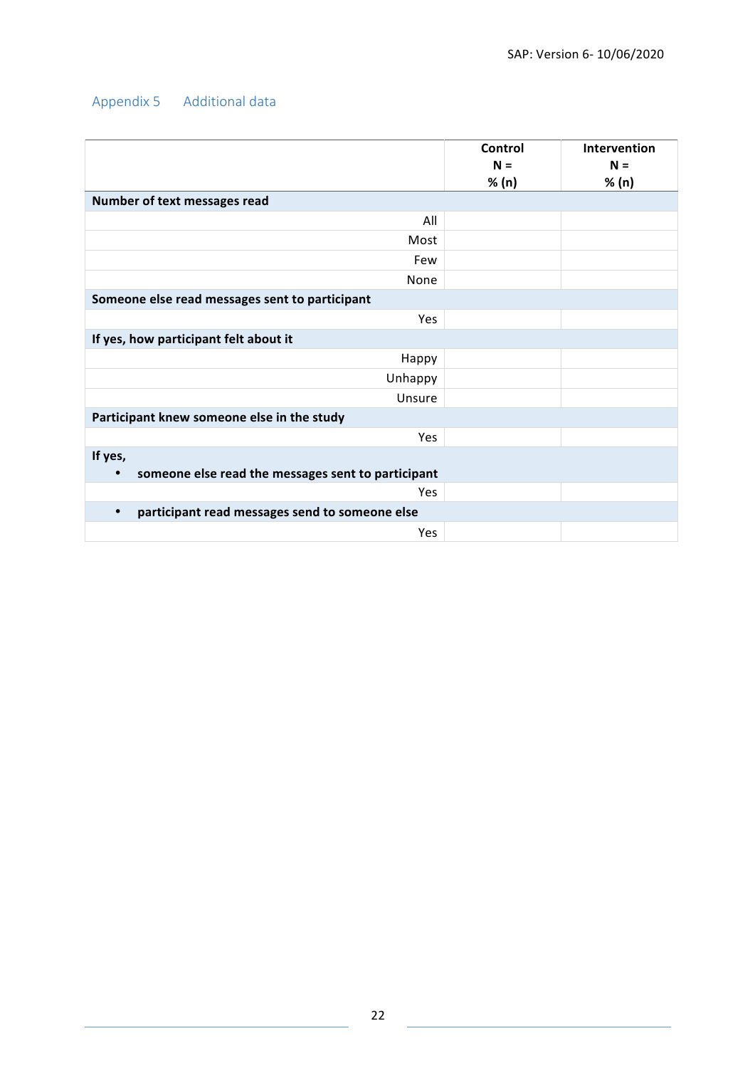## Appendix 5 Additional data

| | Control<br>N =<br>% (n) | Intervention<br>N =<br>% (n) |
|---|---|---|
| **Number of text messages read** | | |
| All | | |
| Most | | |
| Few | | |
| None | | |
| **Someone else read messages sent to participant** | | |
| Yes | | |
| **If yes, how participant felt about it** | | |
| Happy | | |
| Unhappy | | |
| Unsure | | |
| **Participant knew someone else in the study** | | |
| Yes | | |
| **If yes,**<br>• **someone else read the messages sent to participant** | | |
| Yes | | |
| • **participant read messages send to someone else** | | |
| Yes | | |